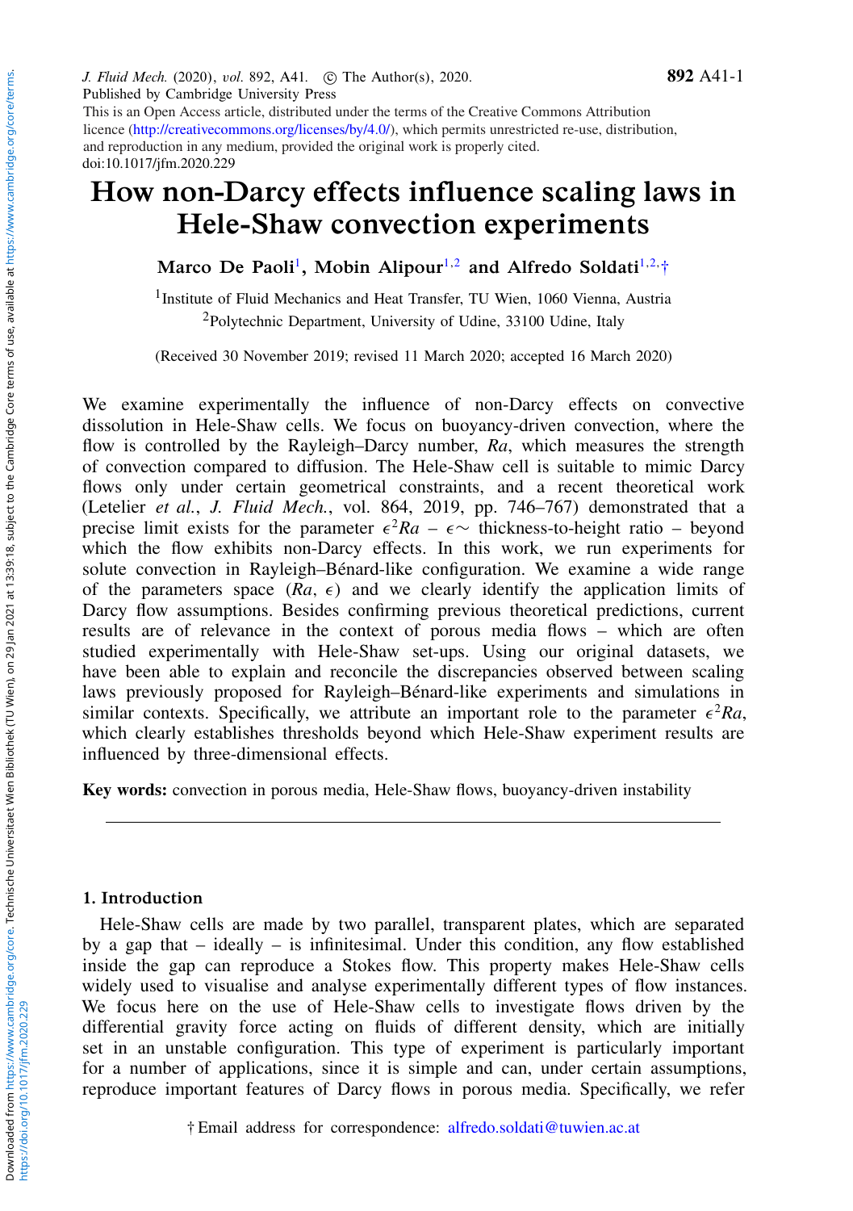J. Fluid Mech. (2020), vol. 892, A41. © The Author(s), 2020.
Published by Cambridge University Press
This is an Open Access article, distributed under the terms of the Creative Commons Attribution licence (http://creativecommons.org/licenses/by/4.0/), which permits unrestricted re-use, distribution, and reproduction in any medium, provided the original work is properly cited.
doi:10.1017/jfm.2020.229

# How non-Darcy effects influence scaling laws in Hele-Shaw convection experiments

**Marco De Paoli[1], Mobin Alipour[1,2] and Alfredo Soldati[1,2,†]**

[1]Institute of Fluid Mechanics and Heat Transfer, TU Wien, 1060 Vienna, Austria

[2]Polytechnic Department, University of Udine, 33100 Udine, Italy

(Received 30 November 2019; revised 11 March 2020; accepted 16 March 2020)

We examine experimentally the influence of non-Darcy effects on convective dissolution in Hele-Shaw cells. We focus on buoyancy-driven convection, where the flow is controlled by the Rayleigh–Darcy number, $Ra$, which measures the strength of convection compared to diffusion. The Hele-Shaw cell is suitable to mimic Darcy flows only under certain geometrical constraints, and a recent theoretical work (Letelier *et al.*, *J. Fluid Mech.*, vol. 864, 2019, pp. 746–767) demonstrated that a precise limit exists for the parameter $\epsilon^2 Ra$ – $\epsilon\sim$ thickness-to-height ratio – beyond which the flow exhibits non-Darcy effects. In this work, we run experiments for solute convection in Rayleigh–Bénard-like configuration. We examine a wide range of the parameters space ($Ra$, $\epsilon$) and we clearly identify the application limits of Darcy flow assumptions. Besides confirming previous theoretical predictions, current results are of relevance in the context of porous media flows – which are often studied experimentally with Hele-Shaw set-ups. Using our original datasets, we have been able to explain and reconcile the discrepancies observed between scaling laws previously proposed for Rayleigh–Bénard-like experiments and simulations in similar contexts. Specifically, we attribute an important role to the parameter $\epsilon^2 Ra$, which clearly establishes thresholds beyond which Hele-Shaw experiment results are influenced by three-dimensional effects.

**Key words:** convection in porous media, Hele-Shaw flows, buoyancy-driven instability

## 1. Introduction

Hele-Shaw cells are made by two parallel, transparent plates, which are separated by a gap that – ideally – is infinitesimal. Under this condition, any flow established inside the gap can reproduce a Stokes flow. This property makes Hele-Shaw cells widely used to visualise and analyse experimentally different types of flow instances. We focus here on the use of Hele-Shaw cells to investigate flows driven by the differential gravity force acting on fluids of different density, which are initially set in an unstable configuration. This type of experiment is particularly important for a number of applications, since it is simple and can, under certain assumptions, reproduce important features of Darcy flows in porous media. Specifically, we refer

† Email address for correspondence: alfredo.soldati@tuwien.ac.at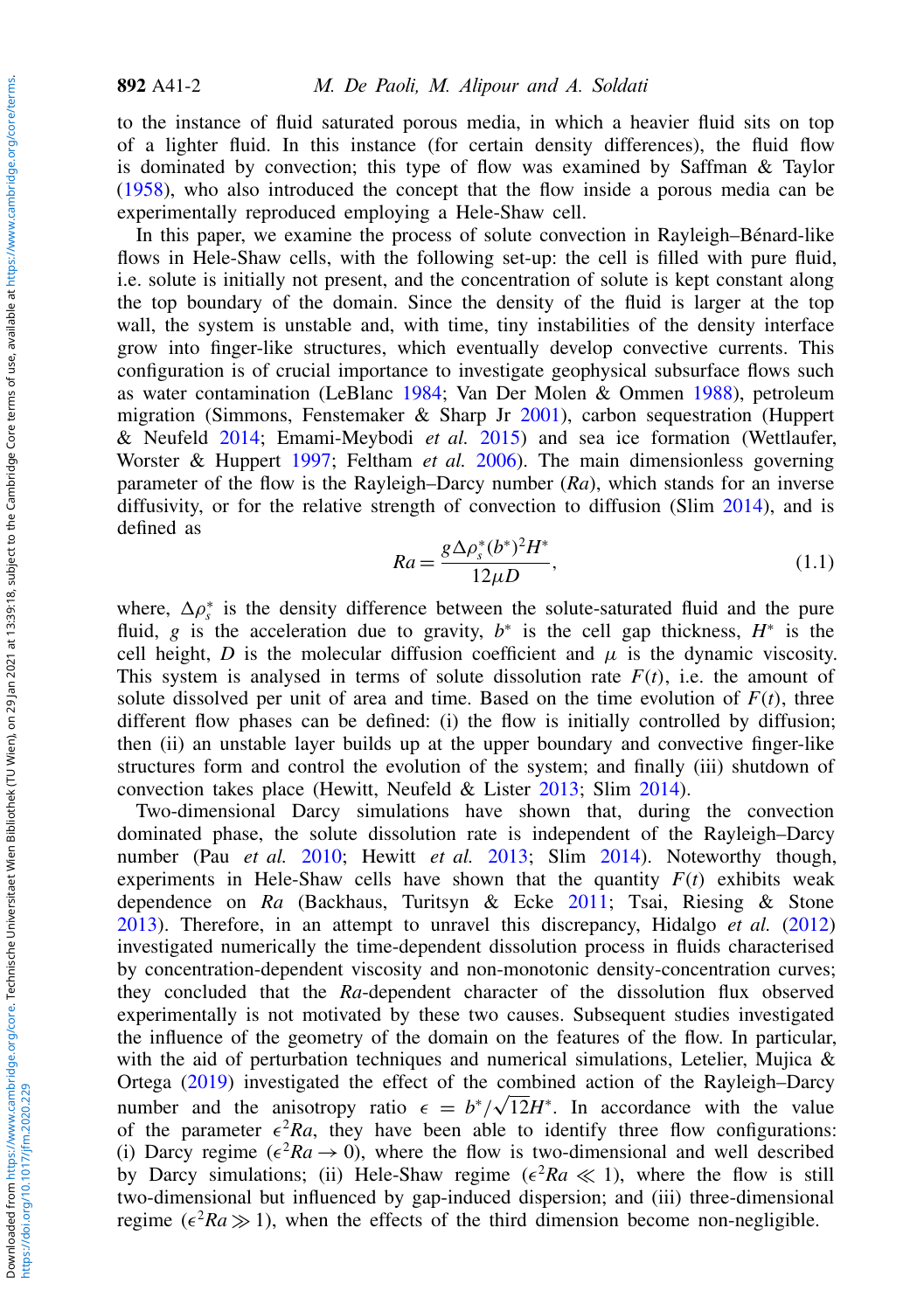to the instance of fluid saturated porous media, in which a heavier fluid sits on top of a lighter fluid. In this instance (for certain density differences), the fluid flow is dominated by convection; this type of flow was examined by Saffman & Taylor (1958), who also introduced the concept that the flow inside a porous media can be experimentally reproduced employing a Hele-Shaw cell.

In this paper, we examine the process of solute convection in Rayleigh–Bénard-like flows in Hele-Shaw cells, with the following set-up: the cell is filled with pure fluid, i.e. solute is initially not present, and the concentration of solute is kept constant along the top boundary of the domain. Since the density of the fluid is larger at the top wall, the system is unstable and, with time, tiny instabilities of the density interface grow into finger-like structures, which eventually develop convective currents. This configuration is of crucial importance to investigate geophysical subsurface flows such as water contamination (LeBlanc 1984; Van Der Molen & Ommen 1988), petroleum migration (Simmons, Fenstemaker & Sharp Jr 2001), carbon sequestration (Huppert & Neufeld 2014; Emami-Meybodi *et al.* 2015) and sea ice formation (Wettlaufer, Worster & Huppert 1997; Feltham *et al.* 2006). The main dimensionless governing parameter of the flow is the Rayleigh–Darcy number ($Ra$), which stands for an inverse diffusivity, or for the relative strength of convection to diffusion (Slim 2014), and is defined as

$$Ra = \frac{g \Delta \rho_s^* (b^*)^2 H^*}{12 \mu D}, \tag{1.1}$$

where, $\Delta \rho_s^*$ is the density difference between the solute-saturated fluid and the pure fluid, $g$ is the acceleration due to gravity, $b^*$ is the cell gap thickness, $H^*$ is the cell height, $D$ is the molecular diffusion coefficient and $\mu$ is the dynamic viscosity. This system is analysed in terms of solute dissolution rate $F(t)$, i.e. the amount of solute dissolved per unit of area and time. Based on the time evolution of $F(t)$, three different flow phases can be defined: (i) the flow is initially controlled by diffusion; then (ii) an unstable layer builds up at the upper boundary and convective finger-like structures form and control the evolution of the system; and finally (iii) shutdown of convection takes place (Hewitt, Neufeld & Lister 2013; Slim 2014).

Two-dimensional Darcy simulations have shown that, during the convection dominated phase, the solute dissolution rate is independent of the Rayleigh–Darcy number (Pau *et al.* 2010; Hewitt *et al.* 2013; Slim 2014). Noteworthy though, experiments in Hele-Shaw cells have shown that the quantity $F(t)$ exhibits weak dependence on $Ra$ (Backhaus, Turitsyn & Ecke 2011; Tsai, Riesing & Stone 2013). Therefore, in an attempt to unravel this discrepancy, Hidalgo *et al.* (2012) investigated numerically the time-dependent dissolution process in fluids characterised by concentration-dependent viscosity and non-monotonic density-concentration curves; they concluded that the $Ra$-dependent character of the dissolution flux observed experimentally is not motivated by these two causes. Subsequent studies investigated the influence of the geometry of the domain on the features of the flow. In particular, with the aid of perturbation techniques and numerical simulations, Letelier, Mujica & Ortega (2019) investigated the effect of the combined action of the Rayleigh–Darcy number and the anisotropy ratio $\epsilon = b^*/\sqrt{12}H^*$. In accordance with the value of the parameter $\epsilon^2 Ra$, they have been able to identify three flow configurations: (i) Darcy regime ($\epsilon^2 Ra \to 0$), where the flow is two-dimensional and well described by Darcy simulations; (ii) Hele-Shaw regime ($\epsilon^2 Ra \ll 1$), where the flow is still two-dimensional but influenced by gap-induced dispersion; and (iii) three-dimensional regime ($\epsilon^2 Ra \gg 1$), when the effects of the third dimension become non-negligible.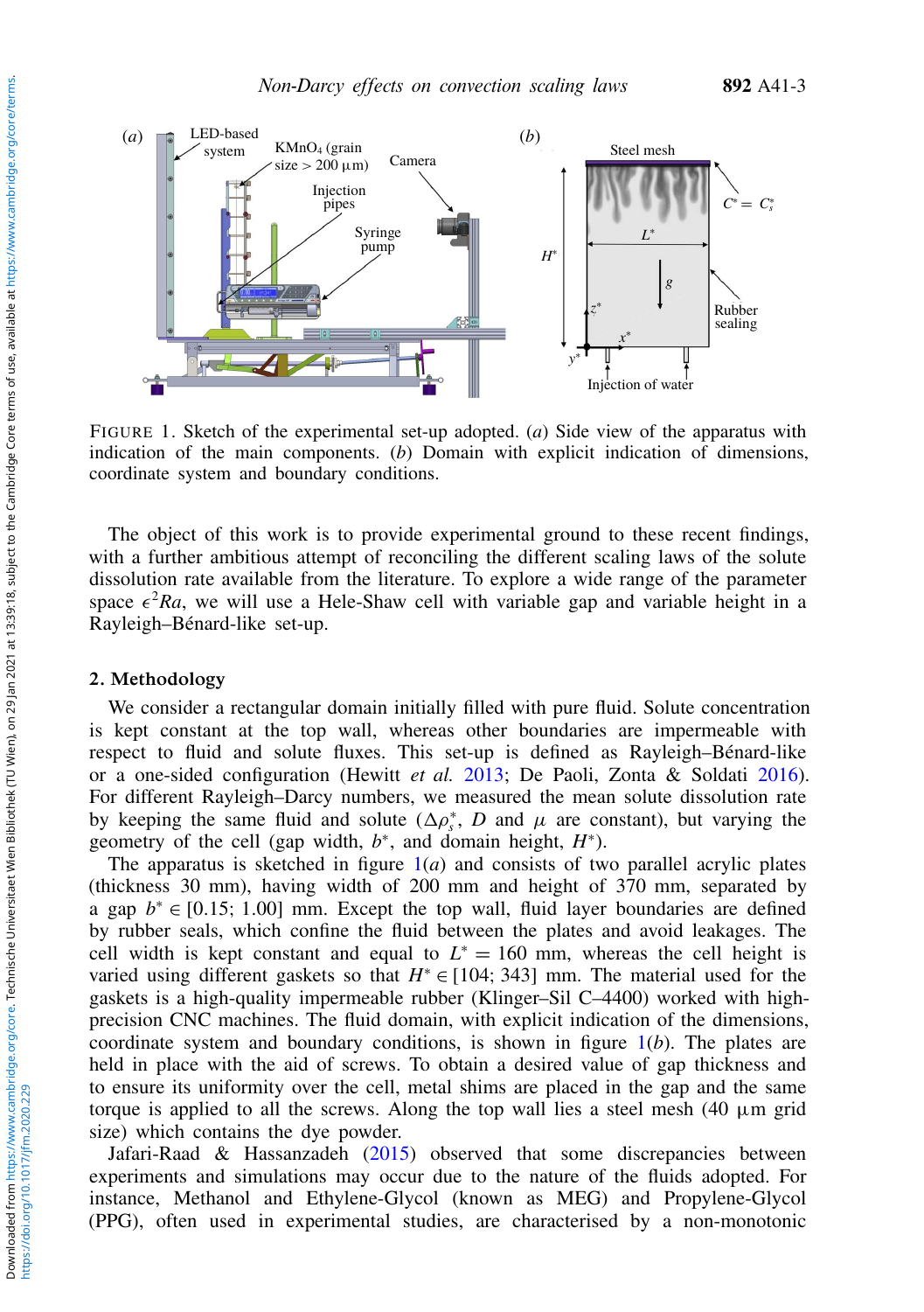FIGURE 1. Sketch of the experimental set-up adopted. (*a*) Side view of the apparatus with indication of the main components. (*b*) Domain with explicit indication of dimensions, coordinate system and boundary conditions.

The object of this work is to provide experimental ground to these recent findings, with a further ambitious attempt of reconciling the different scaling laws of the solute dissolution rate available from the literature. To explore a wide range of the parameter space $\epsilon^2 Ra$, we will use a Hele-Shaw cell with variable gap and variable height in a Rayleigh–Bénard-like set-up.

## 2. Methodology

We consider a rectangular domain initially filled with pure fluid. Solute concentration is kept constant at the top wall, whereas other boundaries are impermeable with respect to fluid and solute fluxes. This set-up is defined as Rayleigh–Bénard-like or a one-sided configuration (Hewitt *et al.* 2013; De Paoli, Zonta & Soldati 2016). For different Rayleigh–Darcy numbers, we measured the mean solute dissolution rate by keeping the same fluid and solute ($\Delta\rho_s^*$, $D$ and $\mu$ are constant), but varying the geometry of the cell (gap width, $b^*$, and domain height, $H^*$).

The apparatus is sketched in figure 1(*a*) and consists of two parallel acrylic plates (thickness 30 mm), having width of 200 mm and height of 370 mm, separated by a gap $b^* \in [0.15; 1.00]$ mm. Except the top wall, fluid layer boundaries are defined by rubber seals, which confine the fluid between the plates and avoid leakages. The cell width is kept constant and equal to $L^* = 160$ mm, whereas the cell height is varied using different gaskets so that $H^* \in [104; 343]$ mm. The material used for the gaskets is a high-quality impermeable rubber (Klinger–Sil C–4400) worked with high-precision CNC machines. The fluid domain, with explicit indication of the dimensions, coordinate system and boundary conditions, is shown in figure 1(*b*). The plates are held in place with the aid of screws. To obtain a desired value of gap thickness and to ensure its uniformity over the cell, metal shims are placed in the gap and the same torque is applied to all the screws. Along the top wall lies a steel mesh (40 µm grid size) which contains the dye powder.

Jafari-Raad & Hassanzadeh (2015) observed that some discrepancies between experiments and simulations may occur due to the nature of the fluids adopted. For instance, Methanol and Ethylene-Glycol (known as MEG) and Propylene-Glycol (PPG), often used in experimental studies, are characterised by a non-monotonic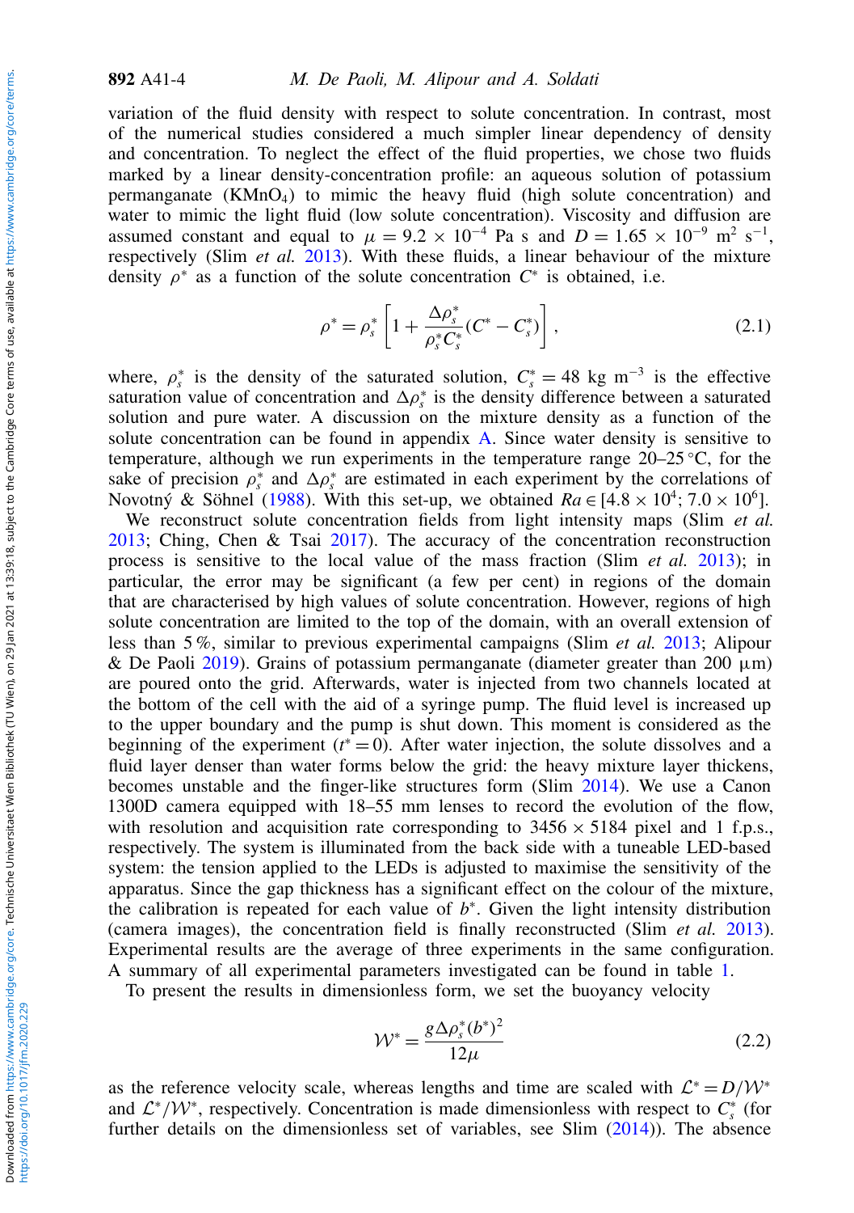variation of the fluid density with respect to solute concentration. In contrast, most of the numerical studies considered a much simpler linear dependency of density and concentration. To neglect the effect of the fluid properties, we chose two fluids marked by a linear density-concentration profile: an aqueous solution of potassium permanganate ($KMnO_4$) to mimic the heavy fluid (high solute concentration) and water to mimic the light fluid (low solute concentration). Viscosity and diffusion are assumed constant and equal to $\mu = 9.2 \times 10^{-4}$ Pa s and $D = 1.65 \times 10^{-9}$ m$^2$ s$^{-1}$, respectively (Slim *et al.* 2013). With these fluids, a linear behaviour of the mixture density $\rho^*$ as a function of the solute concentration $C^*$ is obtained, i.e.

$$\rho^* = \rho_s^* \left[ 1 + \frac{\Delta\rho_s^*}{\rho_s^* C_s^*}(C^* - C_s^*) \right], \tag{2.1}$$

where, $\rho_s^*$ is the density of the saturated solution, $C_s^* = 48$ kg m$^{-3}$ is the effective saturation value of concentration and $\Delta\rho_s^*$ is the density difference between a saturated solution and pure water. A discussion on the mixture density as a function of the solute concentration can be found in appendix A. Since water density is sensitive to temperature, although we run experiments in the temperature range 20–25 °C, for the sake of precision $\rho_s^*$ and $\Delta\rho_s^*$ are estimated in each experiment by the correlations of Novotný & Söhnel (1988). With this set-up, we obtained $Ra \in [4.8 \times 10^4; 7.0 \times 10^6]$.

We reconstruct solute concentration fields from light intensity maps (Slim *et al.* 2013; Ching, Chen & Tsai 2017). The accuracy of the concentration reconstruction process is sensitive to the local value of the mass fraction (Slim *et al.* 2013); in particular, the error may be significant (a few per cent) in regions of the domain that are characterised by high values of solute concentration. However, regions of high solute concentration are limited to the top of the domain, with an overall extension of less than 5 %, similar to previous experimental campaigns (Slim *et al.* 2013; Alipour & De Paoli 2019). Grains of potassium permanganate (diameter greater than 200 μm) are poured onto the grid. Afterwards, water is injected from two channels located at the bottom of the cell with the aid of a syringe pump. The fluid level is increased up to the upper boundary and the pump is shut down. This moment is considered as the beginning of the experiment ($t^* = 0$). After water injection, the solute dissolves and a fluid layer denser than water forms below the grid: the heavy mixture layer thickens, becomes unstable and the finger-like structures form (Slim 2014). We use a Canon 1300D camera equipped with 18–55 mm lenses to record the evolution of the flow, with resolution and acquisition rate corresponding to 3456 × 5184 pixel and 1 f.p.s., respectively. The system is illuminated from the back side with a tuneable LED-based system: the tension applied to the LEDs is adjusted to maximise the sensitivity of the apparatus. Since the gap thickness has a significant effect on the colour of the mixture, the calibration is repeated for each value of $b^*$. Given the light intensity distribution (camera images), the concentration field is finally reconstructed (Slim *et al.* 2013). Experimental results are the average of three experiments in the same configuration. A summary of all experimental parameters investigated can be found in table 1.

To present the results in dimensionless form, we set the buoyancy velocity

$$\mathcal{W}^* = \frac{g\Delta\rho_s^*(b^*)^2}{12\mu} \tag{2.2}$$

as the reference velocity scale, whereas lengths and time are scaled with $\mathcal{L}^* = D/\mathcal{W}^*$ and $\mathcal{L}^*/\mathcal{W}^*$, respectively. Concentration is made dimensionless with respect to $C_s^*$ (for further details on the dimensionless set of variables, see Slim (2014)). The absence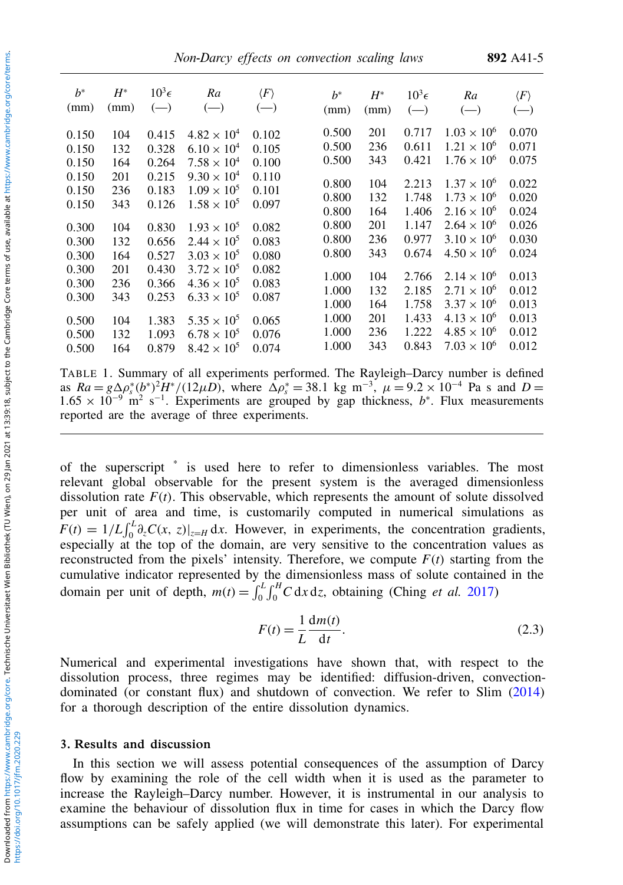| $b^*$ (mm) | $H^*$ (mm) | $10^3\epsilon$ (—) | $Ra$ (—) | $\langle F\rangle$ (—) |
|---|---|---|---|---|
| 0.150 | 104 | 0.415 | $4.82 \times 10^4$ | 0.102 |
| 0.150 | 132 | 0.328 | $6.10 \times 10^4$ | 0.105 |
| 0.150 | 164 | 0.264 | $7.58 \times 10^4$ | 0.100 |
| 0.150 | 201 | 0.215 | $9.30 \times 10^4$ | 0.110 |
| 0.150 | 236 | 0.183 | $1.09 \times 10^5$ | 0.101 |
| 0.150 | 343 | 0.126 | $1.58 \times 10^5$ | 0.097 |
| 0.300 | 104 | 0.830 | $1.93 \times 10^5$ | 0.082 |
| 0.300 | 132 | 0.656 | $2.44 \times 10^5$ | 0.083 |
| 0.300 | 164 | 0.527 | $3.03 \times 10^5$ | 0.080 |
| 0.300 | 201 | 0.430 | $3.72 \times 10^5$ | 0.082 |
| 0.300 | 236 | 0.366 | $4.36 \times 10^5$ | 0.083 |
| 0.300 | 343 | 0.253 | $6.33 \times 10^5$ | 0.087 |
| 0.500 | 104 | 1.383 | $5.35 \times 10^5$ | 0.065 |
| 0.500 | 132 | 1.093 | $6.78 \times 10^5$ | 0.076 |
| 0.500 | 164 | 0.879 | $8.42 \times 10^5$ | 0.074 |
| 0.500 | 201 | 0.717 | $1.03 \times 10^6$ | 0.070 |
| 0.500 | 236 | 0.611 | $1.21 \times 10^6$ | 0.071 |
| 0.500 | 343 | 0.421 | $1.76 \times 10^6$ | 0.075 |
| 0.800 | 104 | 2.213 | $1.37 \times 10^6$ | 0.022 |
| 0.800 | 132 | 1.748 | $1.73 \times 10^6$ | 0.020 |
| 0.800 | 164 | 1.406 | $2.16 \times 10^6$ | 0.024 |
| 0.800 | 201 | 1.147 | $2.64 \times 10^6$ | 0.026 |
| 0.800 | 236 | 0.977 | $3.10 \times 10^6$ | 0.030 |
| 0.800 | 343 | 0.674 | $4.50 \times 10^6$ | 0.024 |
| 1.000 | 104 | 2.766 | $2.14 \times 10^6$ | 0.013 |
| 1.000 | 132 | 2.185 | $2.71 \times 10^6$ | 0.012 |
| 1.000 | 164 | 1.758 | $3.37 \times 10^6$ | 0.013 |
| 1.000 | 201 | 1.433 | $4.13 \times 10^6$ | 0.013 |
| 1.000 | 236 | 1.222 | $4.85 \times 10^6$ | 0.012 |
| 1.000 | 343 | 0.843 | $7.03 \times 10^6$ | 0.012 |

TABLE 1. Summary of all experiments performed. The Rayleigh–Darcy number is defined as $Ra = g\Delta\rho_s^*(b^*)^2H^*/(12\mu D)$, where $\Delta\rho_s^* = 38.1$ kg m$^{-3}$, $\mu = 9.2 \times 10^{-4}$ Pa s and $D = 1.65 \times 10^{-9}$ m$^2$ s$^{-1}$. Experiments are grouped by gap thickness, $b^*$. Flux measurements reported are the average of three experiments.

of the superscript $^*$ is used here to refer to dimensionless variables. The most relevant global observable for the present system is the averaged dimensionless dissolution rate $F(t)$. This observable, which represents the amount of solute dissolved per unit of area and time, is customarily computed in numerical simulations as $F(t) = 1/L\int_0^L \partial_z C(x, z)|_{z=H}\,\mathrm{d}x$. However, in experiments, the concentration gradients, especially at the top of the domain, are very sensitive to the concentration values as reconstructed from the pixels' intensity. Therefore, we compute $F(t)$ starting from the cumulative indicator represented by the dimensionless mass of solute contained in the domain per unit of depth, $m(t) = \int_0^L\int_0^H C\,\mathrm{d}x\,\mathrm{d}z$, obtaining (Ching *et al.* 2017)

$$F(t) = \frac{1}{L}\frac{\mathrm{d}m(t)}{\mathrm{d}t}. \tag{2.3}$$

Numerical and experimental investigations have shown that, with respect to the dissolution process, three regimes may be identified: diffusion-driven, convection-dominated (or constant flux) and shutdown of convection. We refer to Slim (2014) for a thorough description of the entire dissolution dynamics.

## 3. Results and discussion

In this section we will assess potential consequences of the assumption of Darcy flow by examining the role of the cell width when it is used as the parameter to increase the Rayleigh–Darcy number. However, it is instrumental in our analysis to examine the behaviour of dissolution flux in time for cases in which the Darcy flow assumptions can be safely applied (we will demonstrate this later). For experimental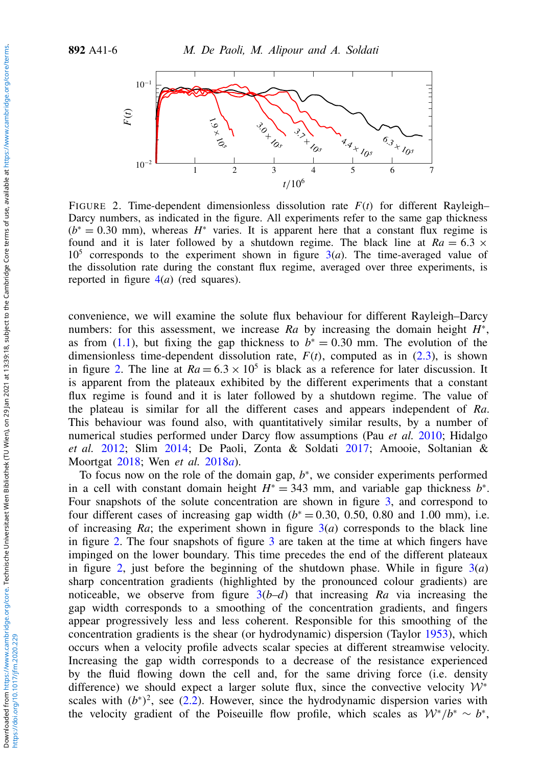FIGURE 2. Time-dependent dimensionless dissolution rate $F(t)$ for different Rayleigh–Darcy numbers, as indicated in the figure. All experiments refer to the same gap thickness ($b^* = 0.30$ mm), whereas $H^*$ varies. It is apparent here that a constant flux regime is found and it is later followed by a shutdown regime. The black line at $Ra = 6.3 \times 10^5$ corresponds to the experiment shown in figure 3(*a*). The time-averaged value of the dissolution rate during the constant flux regime, averaged over three experiments, is reported in figure 4(*a*) (red squares).

convenience, we will examine the solute flux behaviour for different Rayleigh–Darcy numbers: for this assessment, we increase $Ra$ by increasing the domain height $H^*$, as from (1.1), but fixing the gap thickness to $b^* = 0.30$ mm. The evolution of the dimensionless time-dependent dissolution rate, $F(t)$, computed as in (2.3), is shown in figure 2. The line at $Ra = 6.3 \times 10^5$ is black as a reference for later discussion. It is apparent from the plateaux exhibited by the different experiments that a constant flux regime is found and it is later followed by a shutdown regime. The value of the plateau is similar for all the different cases and appears independent of $Ra$. This behaviour was found also, with quantitatively similar results, by a number of numerical studies performed under Darcy flow assumptions (Pau *et al.* 2010; Hidalgo *et al.* 2012; Slim 2014; De Paoli, Zonta & Soldati 2017; Amooie, Soltanian & Moortgat 2018; Wen *et al.* 2018*a*).

To focus now on the role of the domain gap, $b^*$, we consider experiments performed in a cell with constant domain height $H^* = 343$ mm, and variable gap thickness $b^*$. Four snapshots of the solute concentration are shown in figure 3, and correspond to four different cases of increasing gap width ($b^* = 0.30$, 0.50, 0.80 and 1.00 mm), i.e. of increasing $Ra$; the experiment shown in figure 3(*a*) corresponds to the black line in figure 2. The four snapshots of figure 3 are taken at the time at which fingers have impinged on the lower boundary. This time precedes the end of the different plateaux in figure 2, just before the beginning of the shutdown phase. While in figure 3(*a*) sharp concentration gradients (highlighted by the pronounced colour gradients) are noticeable, we observe from figure 3(*b*–*d*) that increasing $Ra$ via increasing the gap width corresponds to a smoothing of the concentration gradients, and fingers appear progressively less and less coherent. Responsible for this smoothing of the concentration gradients is the shear (or hydrodynamic) dispersion (Taylor 1953), which occurs when a velocity profile advects scalar species at different streamwise velocity. Increasing the gap width corresponds to a decrease of the resistance experienced by the fluid flowing down the cell and, for the same driving force (i.e. density difference) we should expect a larger solute flux, since the convective velocity $\mathcal{W}^*$ scales with $(b^*)^2$, see (2.2). However, since the hydrodynamic dispersion varies with the velocity gradient of the Poiseuille flow profile, which scales as $\mathcal{W}^*/b^* \sim b^*$,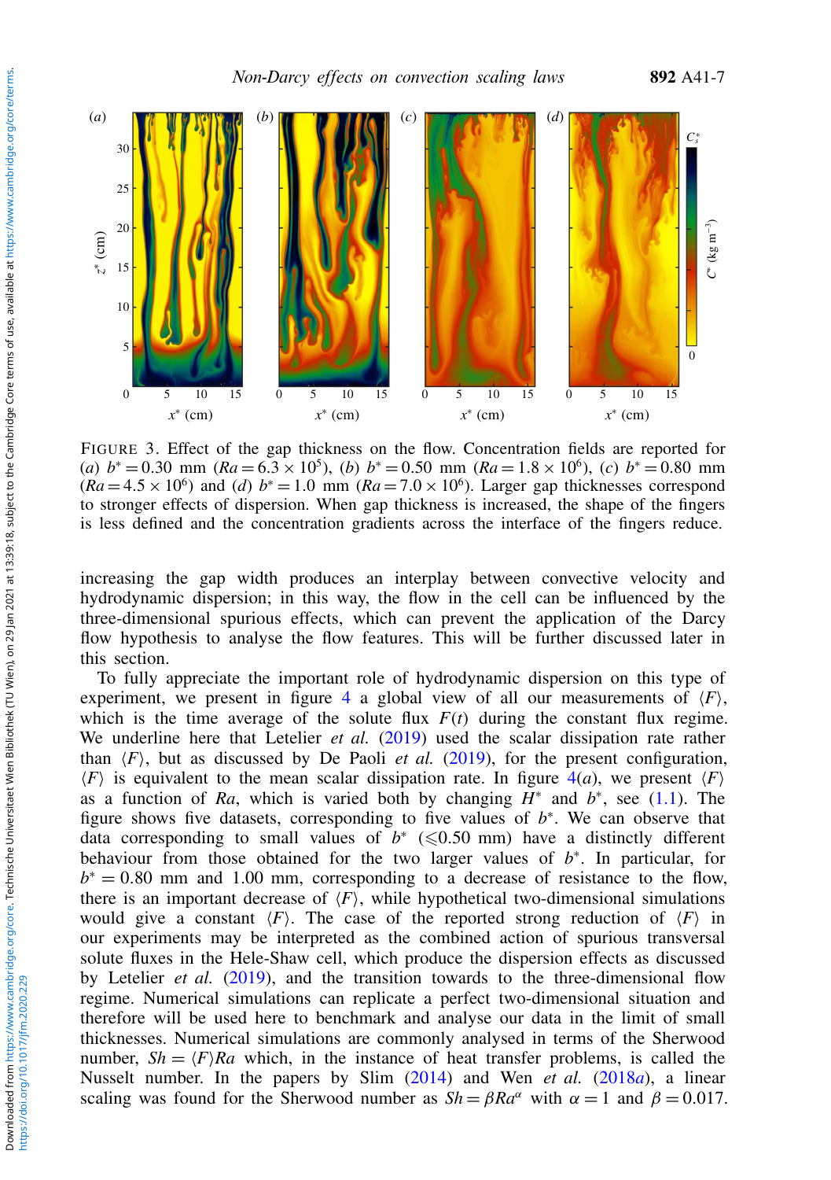FIGURE 3. Effect of the gap thickness on the flow. Concentration fields are reported for (*a*) $b^* = 0.30$ mm ($Ra = 6.3 \times 10^5$), (*b*) $b^* = 0.50$ mm ($Ra = 1.8 \times 10^6$), (*c*) $b^* = 0.80$ mm ($Ra = 4.5 \times 10^6$) and (*d*) $b^* = 1.0$ mm ($Ra = 7.0 \times 10^6$). Larger gap thicknesses correspond to stronger effects of dispersion. When gap thickness is increased, the shape of the fingers is less defined and the concentration gradients across the interface of the fingers reduce.

increasing the gap width produces an interplay between convective velocity and hydrodynamic dispersion; in this way, the flow in the cell can be influenced by the three-dimensional spurious effects, which can prevent the application of the Darcy flow hypothesis to analyse the flow features. This will be further discussed later in this section.

To fully appreciate the important role of hydrodynamic dispersion on this type of experiment, we present in figure 4 a global view of all our measurements of $\langle F \rangle$, which is the time average of the solute flux $F(t)$ during the constant flux regime. We underline here that Letelier *et al.* (2019) used the scalar dissipation rate rather than $\langle F \rangle$, but as discussed by De Paoli *et al.* (2019), for the present configuration, $\langle F \rangle$ is equivalent to the mean scalar dissipation rate. In figure 4(*a*), we present $\langle F \rangle$ as a function of $Ra$, which is varied both by changing $H^*$ and $b^*$, see (1.1). The figure shows five datasets, corresponding to five values of $b^*$. We can observe that data corresponding to small values of $b^*$ ($\leqslant 0.50$ mm) have a distinctly different behaviour from those obtained for the two larger values of $b^*$. In particular, for $b^* = 0.80$ mm and 1.00 mm, corresponding to a decrease of resistance to the flow, there is an important decrease of $\langle F \rangle$, while hypothetical two-dimensional simulations would give a constant $\langle F \rangle$. The case of the reported strong reduction of $\langle F \rangle$ in our experiments may be interpreted as the combined action of spurious transversal solute fluxes in the Hele-Shaw cell, which produce the dispersion effects as discussed by Letelier *et al.* (2019), and the transition towards to the three-dimensional flow regime. Numerical simulations can replicate a perfect two-dimensional situation and therefore will be used here to benchmark and analyse our data in the limit of small thicknesses. Numerical simulations are commonly analysed in terms of the Sherwood number, $Sh = \langle F \rangle Ra$ which, in the instance of heat transfer problems, is called the Nusselt number. In the papers by Slim (2014) and Wen *et al.* (2018*a*), a linear scaling was found for the Sherwood number as $Sh = \beta Ra^{\alpha}$ with $\alpha = 1$ and $\beta = 0.017$.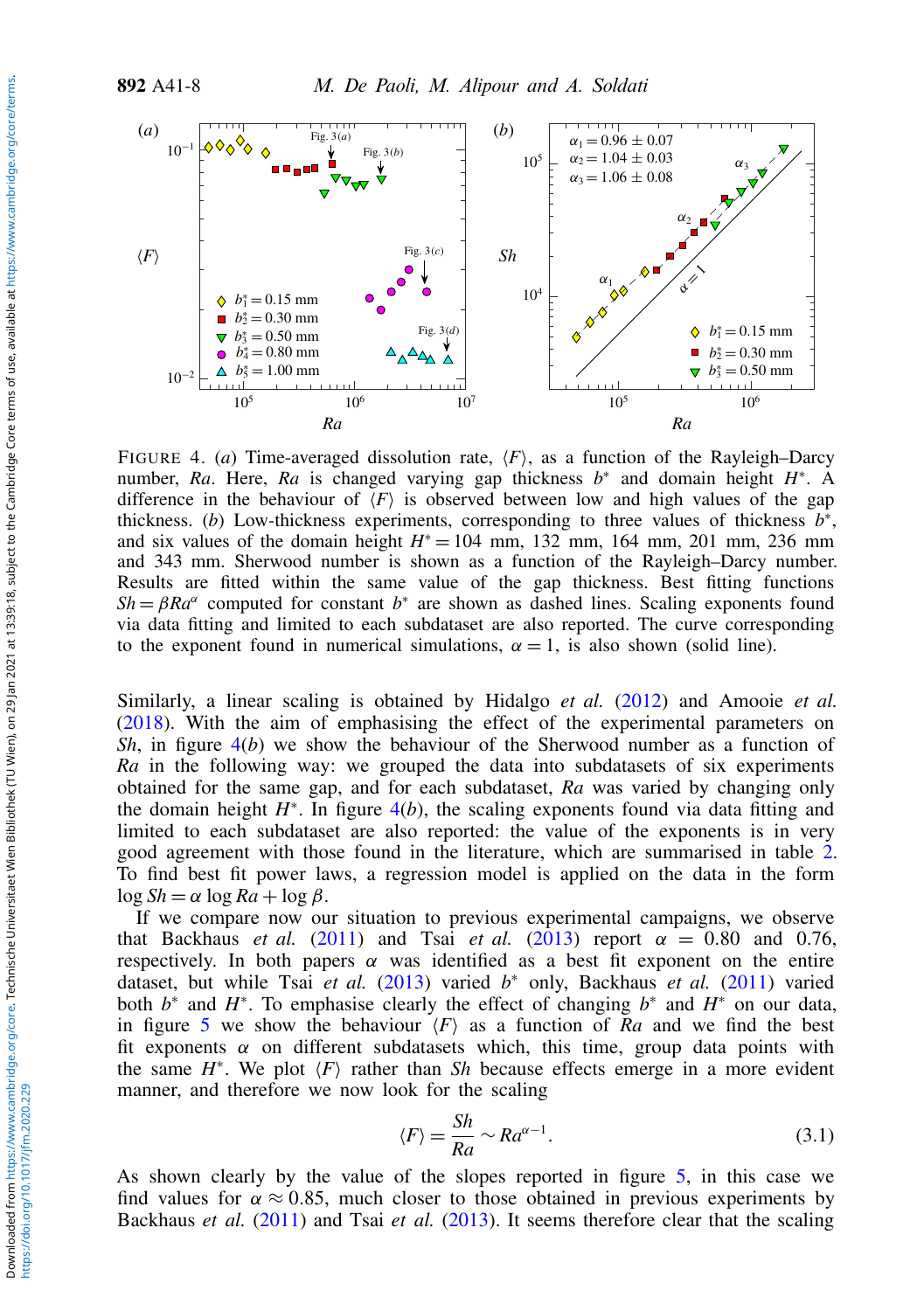FIGURE 4. (*a*) Time-averaged dissolution rate, $\langle F \rangle$, as a function of the Rayleigh–Darcy number, $Ra$. Here, $Ra$ is changed varying gap thickness $b^*$ and domain height $H^*$. A difference in the behaviour of $\langle F \rangle$ is observed between low and high values of the gap thickness. (*b*) Low-thickness experiments, corresponding to three values of thickness $b^*$, and six values of the domain height $H^* = 104$ mm, 132 mm, 164 mm, 201 mm, 236 mm and 343 mm. Sherwood number is shown as a function of the Rayleigh–Darcy number. Results are fitted within the same value of the gap thickness. Best fitting functions $Sh = \beta Ra^{\alpha}$ computed for constant $b^*$ are shown as dashed lines. Scaling exponents found via data fitting and limited to each subdataset are also reported. The curve corresponding to the exponent found in numerical simulations, $\alpha = 1$, is also shown (solid line).

Similarly, a linear scaling is obtained by Hidalgo *et al.* (2012) and Amooie *et al.* (2018). With the aim of emphasising the effect of the experimental parameters on $Sh$, in figure 4(*b*) we show the behaviour of the Sherwood number as a function of $Ra$ in the following way: we grouped the data into subdatasets of six experiments obtained for the same gap, and for each subdataset, $Ra$ was varied by changing only the domain height $H^*$. In figure 4(*b*), the scaling exponents found via data fitting and limited to each subdataset are also reported: the value of the exponents is in very good agreement with those found in the literature, which are summarised in table 2. To find best fit power laws, a regression model is applied on the data in the form $\log Sh = \alpha \log Ra + \log \beta$.

If we compare now our situation to previous experimental campaigns, we observe that Backhaus *et al.* (2011) and Tsai *et al.* (2013) report $\alpha = 0.80$ and 0.76, respectively. In both papers $\alpha$ was identified as a best fit exponent on the entire dataset, but while Tsai *et al.* (2013) varied $b^*$ only, Backhaus *et al.* (2011) varied both $b^*$ and $H^*$. To emphasise clearly the effect of changing $b^*$ and $H^*$ on our data, in figure 5 we show the behaviour $\langle F \rangle$ as a function of $Ra$ and we find the best fit exponents $\alpha$ on different subdatasets which, this time, group data points with the same $H^*$. We plot $\langle F \rangle$ rather than $Sh$ because effects emerge in a more evident manner, and therefore we now look for the scaling

$$\langle F \rangle = \frac{Sh}{Ra} \sim Ra^{\alpha - 1}. \tag{3.1}$$

As shown clearly by the value of the slopes reported in figure 5, in this case we find values for $\alpha \approx 0.85$, much closer to those obtained in previous experiments by Backhaus *et al.* (2011) and Tsai *et al.* (2013). It seems therefore clear that the scaling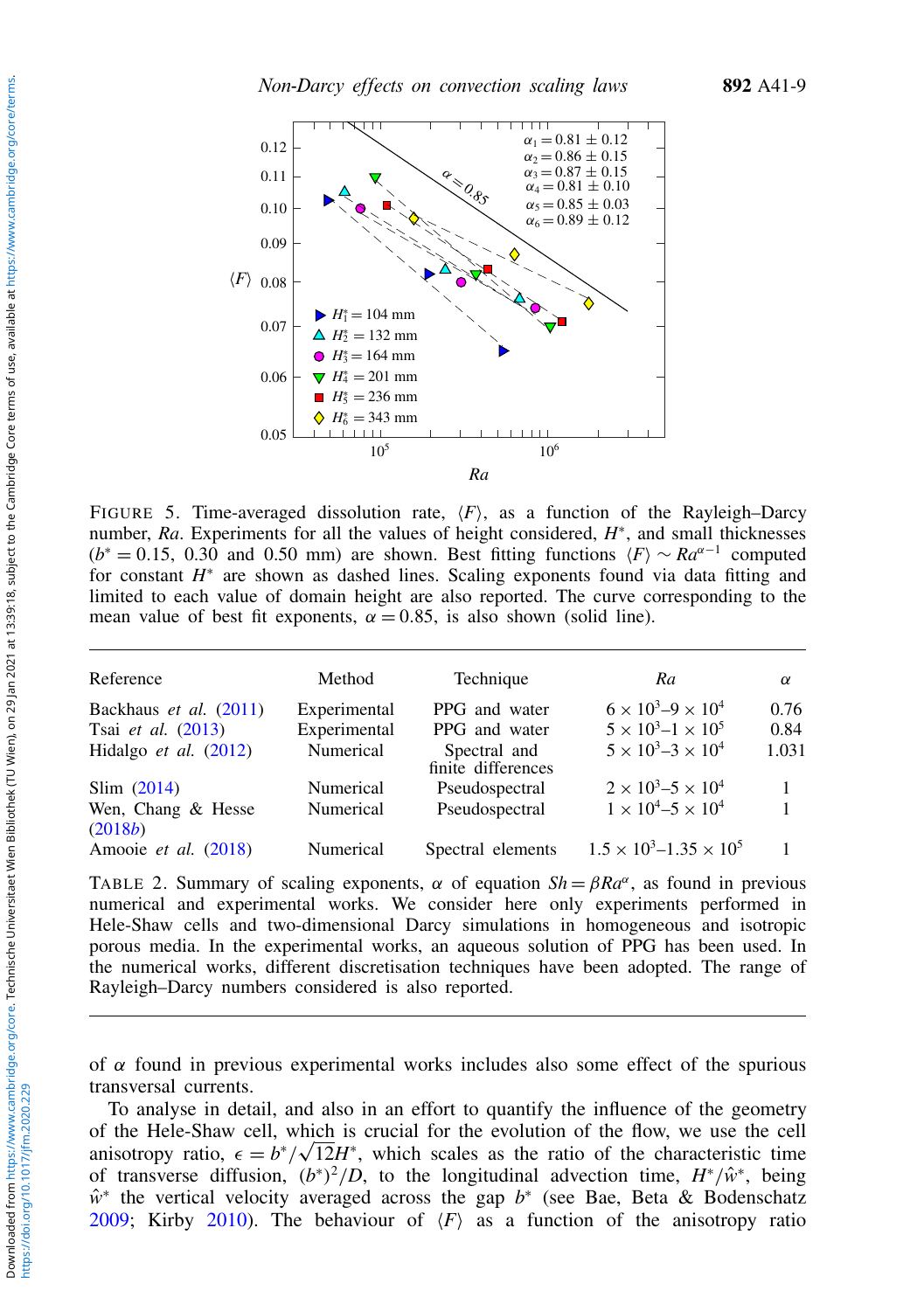FIGURE 5. Time-averaged dissolution rate, $\langle F \rangle$, as a function of the Rayleigh–Darcy number, $Ra$. Experiments for all the values of height considered, $H^*$, and small thicknesses ($b^* = 0.15$, 0.30 and 0.50 mm) are shown. Best fitting functions $\langle F \rangle \sim Ra^{\alpha-1}$ computed for constant $H^*$ are shown as dashed lines. Scaling exponents found via data fitting and limited to each value of domain height are also reported. The curve corresponding to the mean value of best fit exponents, $\alpha = 0.85$, is also shown (solid line).

| Reference | Method | Technique | $Ra$ | $\alpha$ |
|---|---|---|---|---|
| Backhaus *et al.* (2011) | Experimental | PPG and water | $6 \times 10^3$–$9 \times 10^4$ | 0.76 |
| Tsai *et al.* (2013) | Experimental | PPG and water | $5 \times 10^3$–$1 \times 10^5$ | 0.84 |
| Hidalgo *et al.* (2012) | Numerical | Spectral and finite differences | $5 \times 10^3$–$3 \times 10^4$ | 1.031 |
| Slim (2014) | Numerical | Pseudospectral | $2 \times 10^3$–$5 \times 10^4$ | 1 |
| Wen, Chang & Hesse (2018*b*) | Numerical | Pseudospectral | $1 \times 10^4$–$5 \times 10^4$ | 1 |
| Amooie *et al.* (2018) | Numerical | Spectral elements | $1.5 \times 10^3$–$1.35 \times 10^5$ | 1 |

TABLE 2. Summary of scaling exponents, $\alpha$ of equation $Sh = \beta Ra^{\alpha}$, as found in previous numerical and experimental works. We consider here only experiments performed in Hele-Shaw cells and two-dimensional Darcy simulations in homogeneous and isotropic porous media. In the experimental works, an aqueous solution of PPG has been used. In the numerical works, different discretisation techniques have been adopted. The range of Rayleigh–Darcy numbers considered is also reported.

of $\alpha$ found in previous experimental works includes also some effect of the spurious transversal currents.

To analyse in detail, and also in an effort to quantify the influence of the geometry of the Hele-Shaw cell, which is crucial for the evolution of the flow, we use the cell anisotropy ratio, $\epsilon = b^*/\sqrt{12}H^*$, which scales as the ratio of the characteristic time of transverse diffusion, $(b^*)^2/D$, to the longitudinal advection time, $H^*/\hat{w}^*$, being $\hat{w}^*$ the vertical velocity averaged across the gap $b^*$ (see Bae, Beta & Bodenschatz 2009; Kirby 2010). The behaviour of $\langle F \rangle$ as a function of the anisotropy ratio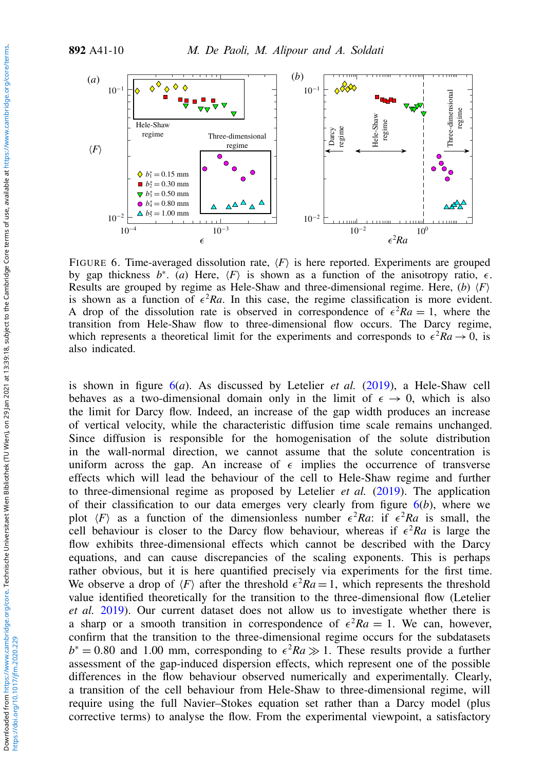FIGURE 6. Time-averaged dissolution rate, $\langle F \rangle$ is here reported. Experiments are grouped by gap thickness $b^*$. (*a*) Here, $\langle F \rangle$ is shown as a function of the anisotropy ratio, $\epsilon$. Results are grouped by regime as Hele-Shaw and three-dimensional regime. Here, (*b*) $\langle F \rangle$ is shown as a function of $\epsilon^2 Ra$. In this case, the regime classification is more evident. A drop of the dissolution rate is observed in correspondence of $\epsilon^2 Ra = 1$, where the transition from Hele-Shaw flow to three-dimensional flow occurs. The Darcy regime, which represents a theoretical limit for the experiments and corresponds to $\epsilon^2 Ra \to 0$, is also indicated.

is shown in figure 6(*a*). As discussed by Letelier *et al.* (2019), a Hele-Shaw cell behaves as a two-dimensional domain only in the limit of $\epsilon \to 0$, which is also the limit for Darcy flow. Indeed, an increase of the gap width produces an increase of vertical velocity, while the characteristic diffusion time scale remains unchanged. Since diffusion is responsible for the homogenisation of the solute distribution in the wall-normal direction, we cannot assume that the solute concentration is uniform across the gap. An increase of $\epsilon$ implies the occurrence of transverse effects which will lead the behaviour of the cell to Hele-Shaw regime and further to three-dimensional regime as proposed by Letelier *et al.* (2019). The application of their classification to our data emerges very clearly from figure 6(*b*), where we plot $\langle F \rangle$ as a function of the dimensionless number $\epsilon^2 Ra$: if $\epsilon^2 Ra$ is small, the cell behaviour is closer to the Darcy flow behaviour, whereas if $\epsilon^2 Ra$ is large the flow exhibits three-dimensional effects which cannot be described with the Darcy equations, and can cause discrepancies of the scaling exponents. This is perhaps rather obvious, but it is here quantified precisely via experiments for the first time. We observe a drop of $\langle F \rangle$ after the threshold $\epsilon^2 Ra = 1$, which represents the threshold value identified theoretically for the transition to the three-dimensional flow (Letelier *et al.* 2019). Our current dataset does not allow us to investigate whether there is a sharp or a smooth transition in correspondence of $\epsilon^2 Ra = 1$. We can, however, confirm that the transition to the three-dimensional regime occurs for the subdatasets $b^* = 0.80$ and 1.00 mm, corresponding to $\epsilon^2 Ra \gg 1$. These results provide a further assessment of the gap-induced dispersion effects, which represent one of the possible differences in the flow behaviour observed numerically and experimentally. Clearly, a transition of the cell behaviour from Hele-Shaw to three-dimensional regime, will require using the full Navier–Stokes equation set rather than a Darcy model (plus corrective terms) to analyse the flow. From the experimental viewpoint, a satisfactory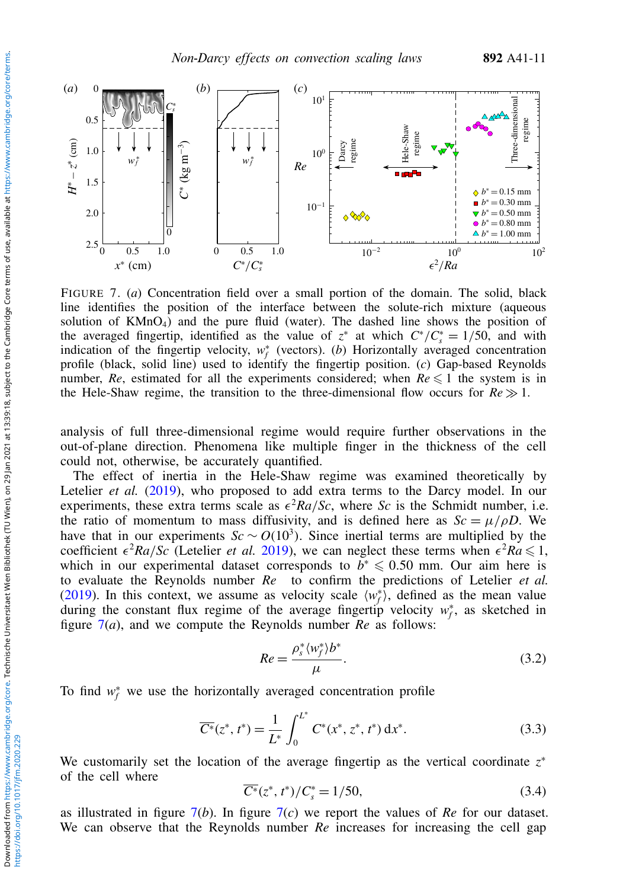FIGURE 7. (*a*) Concentration field over a small portion of the domain. The solid, black line identifies the position of the interface between the solute-rich mixture (aqueous solution of $KMnO_4$) and the pure fluid (water). The dashed line shows the position of the averaged fingertip, identified as the value of $z^*$ at which $C^*/C^*_s = 1/50$, and with indication of the fingertip velocity, $w^*_f$ (vectors). (*b*) Horizontally averaged concentration profile (black, solid line) used to identify the fingertip position. (*c*) Gap-based Reynolds number, $Re$, estimated for all the experiments considered; when $Re \leqslant 1$ the system is in the Hele-Shaw regime, the transition to the three-dimensional flow occurs for $Re \gg 1$.

analysis of full three-dimensional regime would require further observations in the out-of-plane direction. Phenomena like multiple finger in the thickness of the cell could not, otherwise, be accurately quantified.

The effect of inertia in the Hele-Shaw regime was examined theoretically by Letelier *et al.* (2019), who proposed to add extra terms to the Darcy model. In our experiments, these extra terms scale as $\epsilon^2 Ra/Sc$, where $Sc$ is the Schmidt number, i.e. the ratio of momentum to mass diffusivity, and is defined here as $Sc = \mu/\rho D$. We have that in our experiments $Sc \sim O(10^3)$. Since inertial terms are multiplied by the coefficient $\epsilon^2 Ra/Sc$ (Letelier *et al.* 2019), we can neglect these terms when $\epsilon^2 Ra \leqslant 1$, which in our experimental dataset corresponds to $b^* \leqslant 0.50$ mm. Our aim here is to evaluate the Reynolds number $Re$ to confirm the predictions of Letelier *et al.* (2019). In this context, we assume as velocity scale $\langle w^*_f \rangle$, defined as the mean value during the constant flux regime of the average fingertip velocity $w^*_f$, as sketched in figure 7(*a*), and we compute the Reynolds number $Re$ as follows:

$$Re = \frac{\rho^*_s \langle w^*_f \rangle b^*}{\mu}. \tag{3.2}$$

To find $w^*_f$ we use the horizontally averaged concentration profile

$$\overline{C^*}(z^*, t^*) = \frac{1}{L^*} \int_0^{L^*} C^*(x^*, z^*, t^*)\, \mathrm{d}x^*. \tag{3.3}$$

We customarily set the location of the average fingertip as the vertical coordinate $z^*$ of the cell where

$$\overline{C^*}(z^*, t^*)/C^*_s = 1/50, \tag{3.4}$$

as illustrated in figure 7(*b*). In figure 7(*c*) we report the values of $Re$ for our dataset. We can observe that the Reynolds number $Re$ increases for increasing the cell gap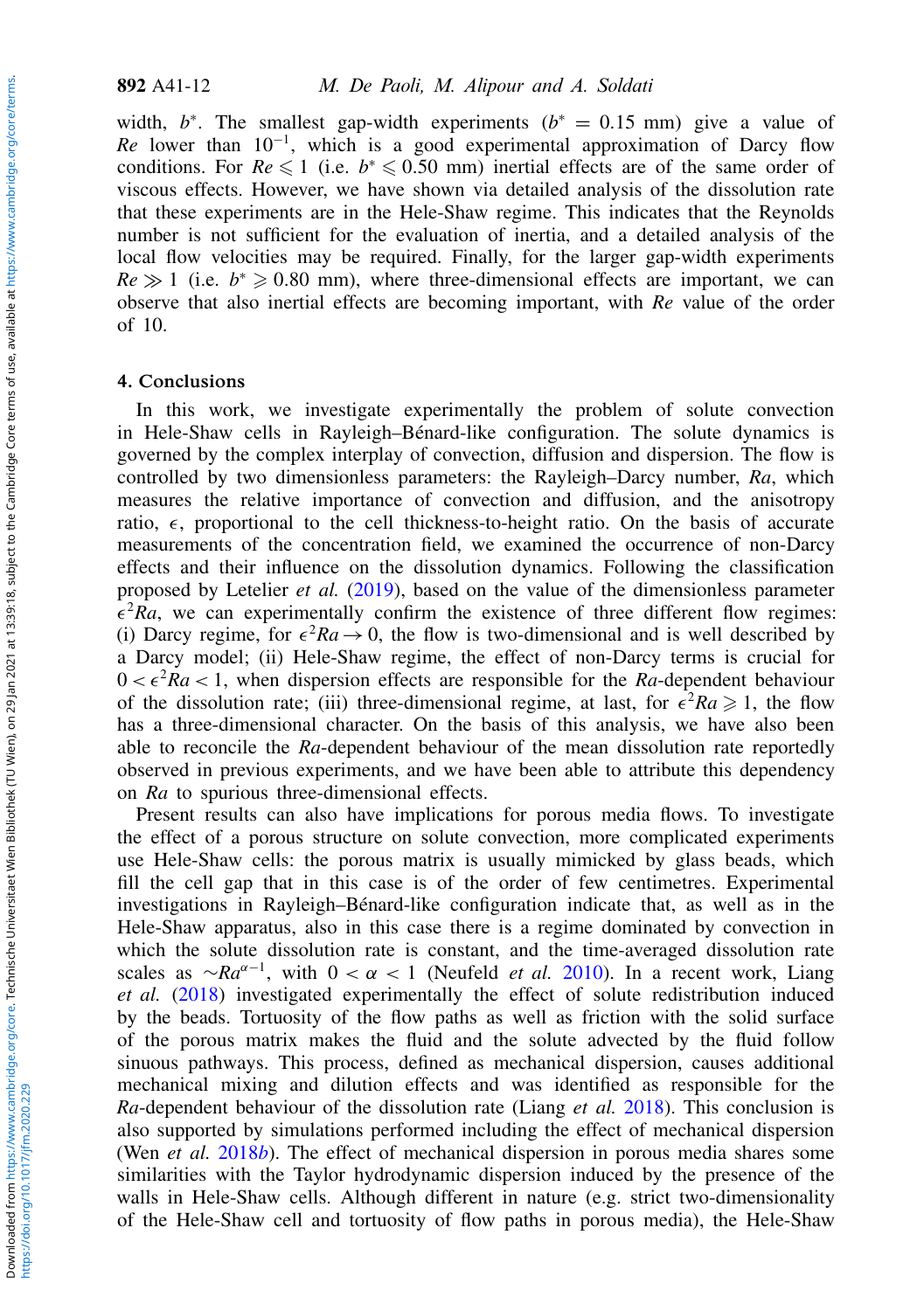width, $b^*$. The smallest gap-width experiments ($b^* = 0.15$ mm) give a value of $Re$ lower than $10^{-1}$, which is a good experimental approximation of Darcy flow conditions. For $Re \leqslant 1$ (i.e. $b^* \leqslant 0.50$ mm) inertial effects are of the same order of viscous effects. However, we have shown via detailed analysis of the dissolution rate that these experiments are in the Hele-Shaw regime. This indicates that the Reynolds number is not sufficient for the evaluation of inertia, and a detailed analysis of the local flow velocities may be required. Finally, for the larger gap-width experiments $Re \gg 1$ (i.e. $b^* \geqslant 0.80$ mm), where three-dimensional effects are important, we can observe that also inertial effects are becoming important, with $Re$ value of the order of 10.

## 4. Conclusions

In this work, we investigate experimentally the problem of solute convection in Hele-Shaw cells in Rayleigh–Bénard-like configuration. The solute dynamics is governed by the complex interplay of convection, diffusion and dispersion. The flow is controlled by two dimensionless parameters: the Rayleigh–Darcy number, $Ra$, which measures the relative importance of convection and diffusion, and the anisotropy ratio, $\epsilon$, proportional to the cell thickness-to-height ratio. On the basis of accurate measurements of the concentration field, we examined the occurrence of non-Darcy effects and their influence on the dissolution dynamics. Following the classification proposed by Letelier *et al.* (2019), based on the value of the dimensionless parameter $\epsilon^2 Ra$, we can experimentally confirm the existence of three different flow regimes: (i) Darcy regime, for $\epsilon^2 Ra \rightarrow 0$, the flow is two-dimensional and is well described by a Darcy model; (ii) Hele-Shaw regime, the effect of non-Darcy terms is crucial for $0 < \epsilon^2 Ra < 1$, when dispersion effects are responsible for the $Ra$-dependent behaviour of the dissolution rate; (iii) three-dimensional regime, at last, for $\epsilon^2 Ra \geqslant 1$, the flow has a three-dimensional character. On the basis of this analysis, we have also been able to reconcile the $Ra$-dependent behaviour of the mean dissolution rate reportedly observed in previous experiments, and we have been able to attribute this dependency on $Ra$ to spurious three-dimensional effects.

Present results can also have implications for porous media flows. To investigate the effect of a porous structure on solute convection, more complicated experiments use Hele-Shaw cells: the porous matrix is usually mimicked by glass beads, which fill the cell gap that in this case is of the order of few centimetres. Experimental investigations in Rayleigh–Bénard-like configuration indicate that, as well as in the Hele-Shaw apparatus, also in this case there is a regime dominated by convection in which the solute dissolution rate is constant, and the time-averaged dissolution rate scales as $\sim Ra^{\alpha-1}$, with $0 < \alpha < 1$ (Neufeld *et al.* 2010). In a recent work, Liang *et al.* (2018) investigated experimentally the effect of solute redistribution induced by the beads. Tortuosity of the flow paths as well as friction with the solid surface of the porous matrix makes the fluid and the solute advected by the fluid follow sinuous pathways. This process, defined as mechanical dispersion, causes additional mechanical mixing and dilution effects and was identified as responsible for the $Ra$-dependent behaviour of the dissolution rate (Liang *et al.* 2018). This conclusion is also supported by simulations performed including the effect of mechanical dispersion (Wen *et al.* 2018*b*). The effect of mechanical dispersion in porous media shares some similarities with the Taylor hydrodynamic dispersion induced by the presence of the walls in Hele-Shaw cells. Although different in nature (e.g. strict two-dimensionality of the Hele-Shaw cell and tortuosity of flow paths in porous media), the Hele-Shaw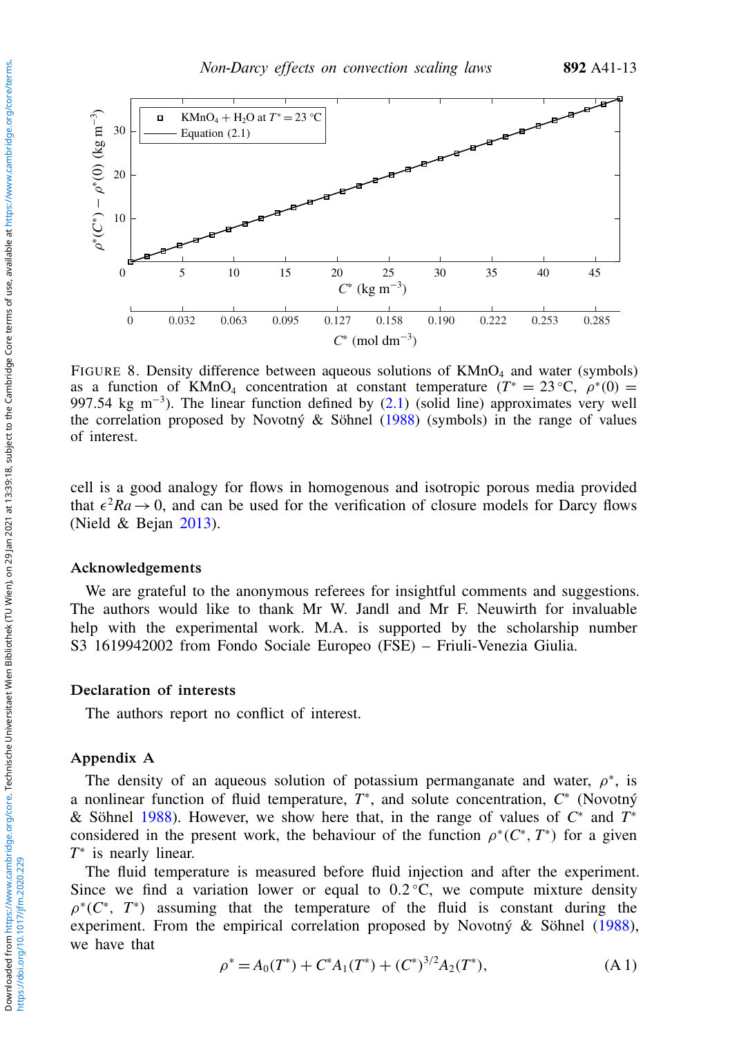FIGURE 8. Density difference between aqueous solutions of $KMnO_4$ and water (symbols) as a function of $KMnO_4$ concentration at constant temperature ($T^* = 23\,^\circ$C, $\rho^*(0) = 997.54$ kg m$^{-3}$). The linear function defined by (2.1) (solid line) approximates very well the correlation proposed by Novotný & Söhnel (1988) (symbols) in the range of values of interest.

cell is a good analogy for flows in homogenous and isotropic porous media provided that $\epsilon^2 Ra \to 0$, and can be used for the verification of closure models for Darcy flows (Nield & Bejan 2013).

## Acknowledgements

We are grateful to the anonymous referees for insightful comments and suggestions. The authors would like to thank Mr W. Jandl and Mr F. Neuwirth for invaluable help with the experimental work. M.A. is supported by the scholarship number S3 1619942002 from Fondo Sociale Europeo (FSE) – Friuli-Venezia Giulia.

## Declaration of interests

The authors report no conflict of interest.

## Appendix A

The density of an aqueous solution of potassium permanganate and water, $\rho^*$, is a nonlinear function of fluid temperature, $T^*$, and solute concentration, $C^*$ (Novotný & Söhnel 1988). However, we show here that, in the range of values of $C^*$ and $T^*$ considered in the present work, the behaviour of the function $\rho^*(C^*, T^*)$ for a given $T^*$ is nearly linear.

The fluid temperature is measured before fluid injection and after the experiment. Since we find a variation lower or equal to $0.2\,^\circ$C, we compute mixture density $\rho^*(C^*,\ T^*)$ assuming that the temperature of the fluid is constant during the experiment. From the empirical correlation proposed by Novotný & Söhnel (1988), we have that

$$\rho^* = A_0(T^*) + C^* A_1(T^*) + (C^*)^{3/2} A_2(T^*), \tag{A 1}$$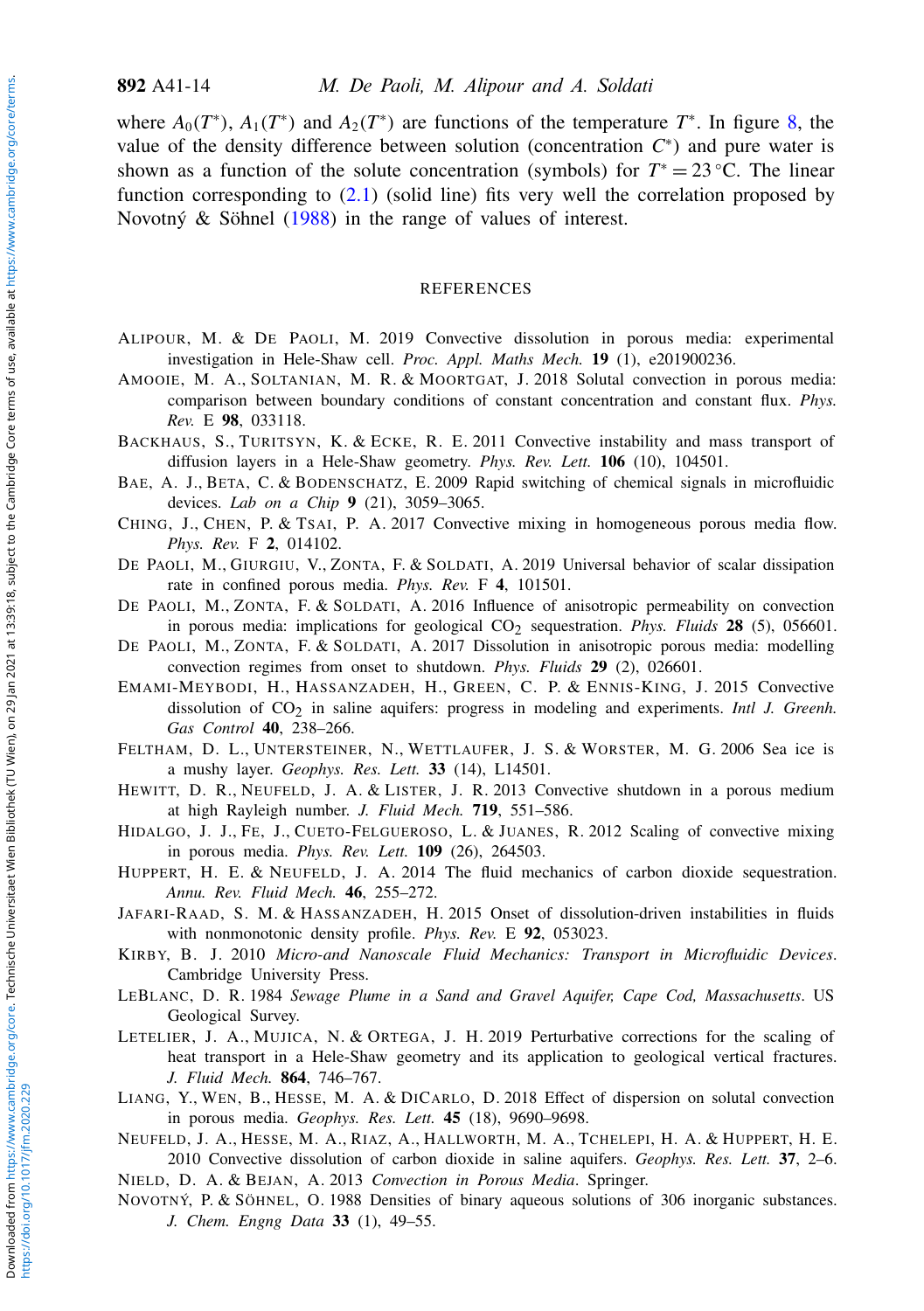where $A_0(T^*)$, $A_1(T^*)$ and $A_2(T^*)$ are functions of the temperature $T^*$. In figure 8, the value of the density difference between solution (concentration $C^*$) and pure water is shown as a function of the solute concentration (symbols) for $T^* = 23\,^\circ\mathrm{C}$. The linear function corresponding to (2.1) (solid line) fits very well the correlation proposed by Novotný & Söhnel (1988) in the range of values of interest.

## REFERENCES

ALIPOUR, M. & DE PAOLI, M. 2019 Convective dissolution in porous media: experimental investigation in Hele-Shaw cell. *Proc. Appl. Maths Mech.* **19** (1), e201900236.

AMOOIE, M. A., SOLTANIAN, M. R. & MOORTGAT, J. 2018 Solutal convection in porous media: comparison between boundary conditions of constant concentration and constant flux. *Phys. Rev.* E **98**, 033118.

BACKHAUS, S., TURITSYN, K. & ECKE, R. E. 2011 Convective instability and mass transport of diffusion layers in a Hele-Shaw geometry. *Phys. Rev. Lett.* **106** (10), 104501.

BAE, A. J., BETA, C. & BODENSCHATZ, E. 2009 Rapid switching of chemical signals in microfluidic devices. *Lab on a Chip* **9** (21), 3059–3065.

CHING, J., CHEN, P. & TSAI, P. A. 2017 Convective mixing in homogeneous porous media flow. *Phys. Rev.* F **2**, 014102.

DE PAOLI, M., GIURGIU, V., ZONTA, F. & SOLDATI, A. 2019 Universal behavior of scalar dissipation rate in confined porous media. *Phys. Rev.* F **4**, 101501.

DE PAOLI, M., ZONTA, F. & SOLDATI, A. 2016 Influence of anisotropic permeability on convection in porous media: implications for geological $CO_2$ sequestration. *Phys. Fluids* **28** (5), 056601.

DE PAOLI, M., ZONTA, F. & SOLDATI, A. 2017 Dissolution in anisotropic porous media: modelling convection regimes from onset to shutdown. *Phys. Fluids* **29** (2), 026601.

EMAMI-MEYBODI, H., HASSANZADEH, H., GREEN, C. P. & ENNIS-KING, J. 2015 Convective dissolution of $CO_2$ in saline aquifers: progress in modeling and experiments. *Intl J. Greenh. Gas Control* **40**, 238–266.

FELTHAM, D. L., UNTERSTEINER, N., WETTLAUFER, J. S. & WORSTER, M. G. 2006 Sea ice is a mushy layer. *Geophys. Res. Lett.* **33** (14), L14501.

HEWITT, D. R., NEUFELD, J. A. & LISTER, J. R. 2013 Convective shutdown in a porous medium at high Rayleigh number. *J. Fluid Mech.* **719**, 551–586.

HIDALGO, J. J., FE, J., CUETO-FELGUEROSO, L. & JUANES, R. 2012 Scaling of convective mixing in porous media. *Phys. Rev. Lett.* **109** (26), 264503.

HUPPERT, H. E. & NEUFELD, J. A. 2014 The fluid mechanics of carbon dioxide sequestration. *Annu. Rev. Fluid Mech.* **46**, 255–272.

JAFARI-RAAD, S. M. & HASSANZADEH, H. 2015 Onset of dissolution-driven instabilities in fluids with nonmonotonic density profile. *Phys. Rev.* E **92**, 053023.

KIRBY, B. J. 2010 *Micro-and Nanoscale Fluid Mechanics: Transport in Microfluidic Devices*. Cambridge University Press.

LEBLANC, D. R. 1984 *Sewage Plume in a Sand and Gravel Aquifer, Cape Cod, Massachusetts*. US Geological Survey.

LETELIER, J. A., MUJICA, N. & ORTEGA, J. H. 2019 Perturbative corrections for the scaling of heat transport in a Hele-Shaw geometry and its application to geological vertical fractures. *J. Fluid Mech.* **864**, 746–767.

LIANG, Y., WEN, B., HESSE, M. A. & DICARLO, D. 2018 Effect of dispersion on solutal convection in porous media. *Geophys. Res. Lett.* **45** (18), 9690–9698.

NEUFELD, J. A., HESSE, M. A., RIAZ, A., HALLWORTH, M. A., TCHELEPI, H. A. & HUPPERT, H. E. 2010 Convective dissolution of carbon dioxide in saline aquifers. *Geophys. Res. Lett.* **37**, 2–6.

NIELD, D. A. & BEJAN, A. 2013 *Convection in Porous Media*. Springer.

NOVOTNÝ, P. & SÖHNEL, O. 1988 Densities of binary aqueous solutions of 306 inorganic substances. *J. Chem. Engng Data* **33** (1), 49–55.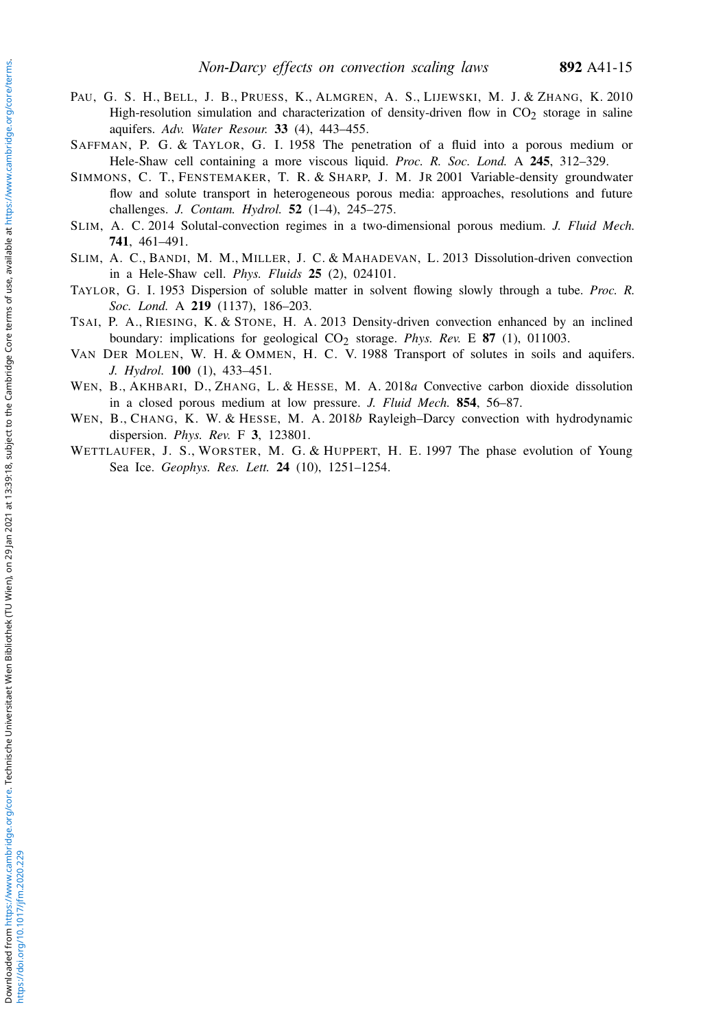Pau, G. S. H., Bell, J. B., Pruess, K., Almgren, A. S., Lijewski, M. J. & Zhang, K. 2010 High-resolution simulation and characterization of density-driven flow in $CO_2$ storage in saline aquifers. *Adv. Water Resour.* **33** (4), 443–455.

Saffman, P. G. & Taylor, G. I. 1958 The penetration of a fluid into a porous medium or Hele-Shaw cell containing a more viscous liquid. *Proc. R. Soc. Lond.* A **245**, 312–329.

Simmons, C. T., Fenstemaker, T. R. & Sharp, J. M. Jr 2001 Variable-density groundwater flow and solute transport in heterogeneous porous media: approaches, resolutions and future challenges. *J. Contam. Hydrol.* **52** (1–4), 245–275.

Slim, A. C. 2014 Solutal-convection regimes in a two-dimensional porous medium. *J. Fluid Mech.* **741**, 461–491.

Slim, A. C., Bandi, M. M., Miller, J. C. & Mahadevan, L. 2013 Dissolution-driven convection in a Hele-Shaw cell. *Phys. Fluids* **25** (2), 024101.

Taylor, G. I. 1953 Dispersion of soluble matter in solvent flowing slowly through a tube. *Proc. R. Soc. Lond.* A **219** (1137), 186–203.

Tsai, P. A., Riesing, K. & Stone, H. A. 2013 Density-driven convection enhanced by an inclined boundary: implications for geological $CO_2$ storage. *Phys. Rev.* E **87** (1), 011003.

van der Molen, W. H. & Ommen, H. C. V. 1988 Transport of solutes in soils and aquifers. *J. Hydrol.* **100** (1), 433–451.

Wen, B., Akhbari, D., Zhang, L. & Hesse, M. A. 2018*a* Convective carbon dioxide dissolution in a closed porous medium at low pressure. *J. Fluid Mech.* **854**, 56–87.

Wen, B., Chang, K. W. & Hesse, M. A. 2018*b* Rayleigh–Darcy convection with hydrodynamic dispersion. *Phys. Rev.* F **3**, 123801.

Wettlaufer, J. S., Worster, M. G. & Huppert, H. E. 1997 The phase evolution of Young Sea Ice. *Geophys. Res. Lett.* **24** (10), 1251–1254.